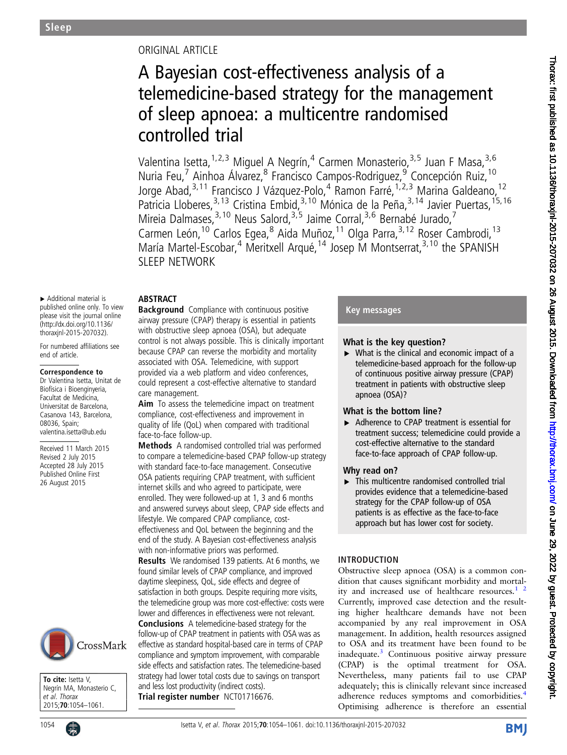Sleep

ORIGINAL ARTICLE

# A Bayesian cost-effectiveness analysis of a telemedicine-based strategy for the management of sleep apnoea: a multicentre randomised controlled trial

Valentina Isetta,[1,2,3] Miguel A Negrín,[4] Carmen Monasterio,[3,5] Juan F Masa,[3,6] Nuria Feu,[7] Ainhoa Álvarez,[8] Francisco Campos-Rodriguez,[9] Concepción Ruiz,[10] Jorge Abad,[3,11] Francisco J Vázquez-Polo,[4] Ramon Farré,[1,2,3] Marina Galdeano,[12] Patricia Lloberes,[3,13] Cristina Embid,[3,10] Mónica de la Peña,[3,14] Javier Puertas,[15,16] Mireia Dalmases,[3,10] Neus Salord,[3,5] Jaime Corral,[3,6] Bernabé Jurado,[7] Carmen León,[10] Carlos Egea,[8] Aida Muñoz,[11] Olga Parra,[3,12] Roser Cambrodi,[13] María Martel-Escobar,[4] Meritxell Arqué,[14] Josep M Montserrat,[3,10] the SPANISH SLEEP NETWORK

▸ Additional material is published online only. To view please visit the journal online (http://dx.doi.org/10.1136/thoraxjnl-2015-207032).

For numbered affiliations see end of article.

**Correspondence to**
Dr Valentina Isetta, Unitat de Biofísica i Bioenginyeria, Facultat de Medicina, Universitat de Barcelona, Casanova 143, Barcelona, 08036, Spain; valentina.isetta@ub.edu

Received 11 March 2015
Revised 2 July 2015
Accepted 28 July 2015
Published Online First 26 August 2015

## ABSTRACT

**Background** Compliance with continuous positive airway pressure (CPAP) therapy is essential in patients with obstructive sleep apnoea (OSA), but adequate control is not always possible. This is clinically important because CPAP can reverse the morbidity and mortality associated with OSA. Telemedicine, with support provided via a web platform and video conferences, could represent a cost-effective alternative to standard care management.

**Aim** To assess the telemedicine impact on treatment compliance, cost-effectiveness and improvement in quality of life (QoL) when compared with traditional face-to-face follow-up.

**Methods** A randomised controlled trial was performed to compare a telemedicine-based CPAP follow-up strategy with standard face-to-face management. Consecutive OSA patients requiring CPAP treatment, with sufficient internet skills and who agreed to participate, were enrolled. They were followed-up at 1, 3 and 6 months and answered surveys about sleep, CPAP side effects and lifestyle. We compared CPAP compliance, cost-effectiveness and QoL between the beginning and the end of the study. A Bayesian cost-effectiveness analysis with non-informative priors was performed.

**Results** We randomised 139 patients. At 6 months, we found similar levels of CPAP compliance, and improved daytime sleepiness, QoL, side effects and degree of satisfaction in both groups. Despite requiring more visits, the telemedicine group was more cost-effective: costs were lower and differences in effectiveness were not relevant.

**Conclusions** A telemedicine-based strategy for the follow-up of CPAP treatment in patients with OSA was as effective as standard hospital-based care in terms of CPAP compliance and symptom improvement, with comparable side effects and satisfaction rates. The telemedicine-based strategy had lower total costs due to savings on transport and less lost productivity (indirect costs).

**Trial register number** NCT01716676.

**To cite:** Isetta V, Negrín MA, Monasterio C, et al. *Thorax* 2015;**70**:1054–1061.

## Key messages

### What is the key question?

▸ What is the clinical and economic impact of a telemedicine-based approach for the follow-up of continuous positive airway pressure (CPAP) treatment in patients with obstructive sleep apnoea (OSA)?

### What is the bottom line?

▸ Adherence to CPAP treatment is essential for treatment success; telemedicine could provide a cost-effective alternative to the standard face-to-face approach of CPAP follow-up.

### Why read on?

▸ This multicentre randomised controlled trial provides evidence that a telemedicine-based strategy for the CPAP follow-up of OSA patients is as effective as the face-to-face approach but has lower cost for society.

## INTRODUCTION

Obstructive sleep apnoea (OSA) is a common condition that causes significant morbidity and mortality and increased use of healthcare resources.[1 2] Currently, improved case detection and the resulting higher healthcare demands have not been accompanied by any real improvement in OSA management. In addition, health resources assigned to OSA and its treatment have been found to be inadequate.[3] Continuous positive airway pressure (CPAP) is the optimal treatment for OSA. Nevertheless, many patients fail to use CPAP adequately; this is clinically relevant since increased adherence reduces symptoms and comorbidities.[4] Optimising adherence is therefore an essential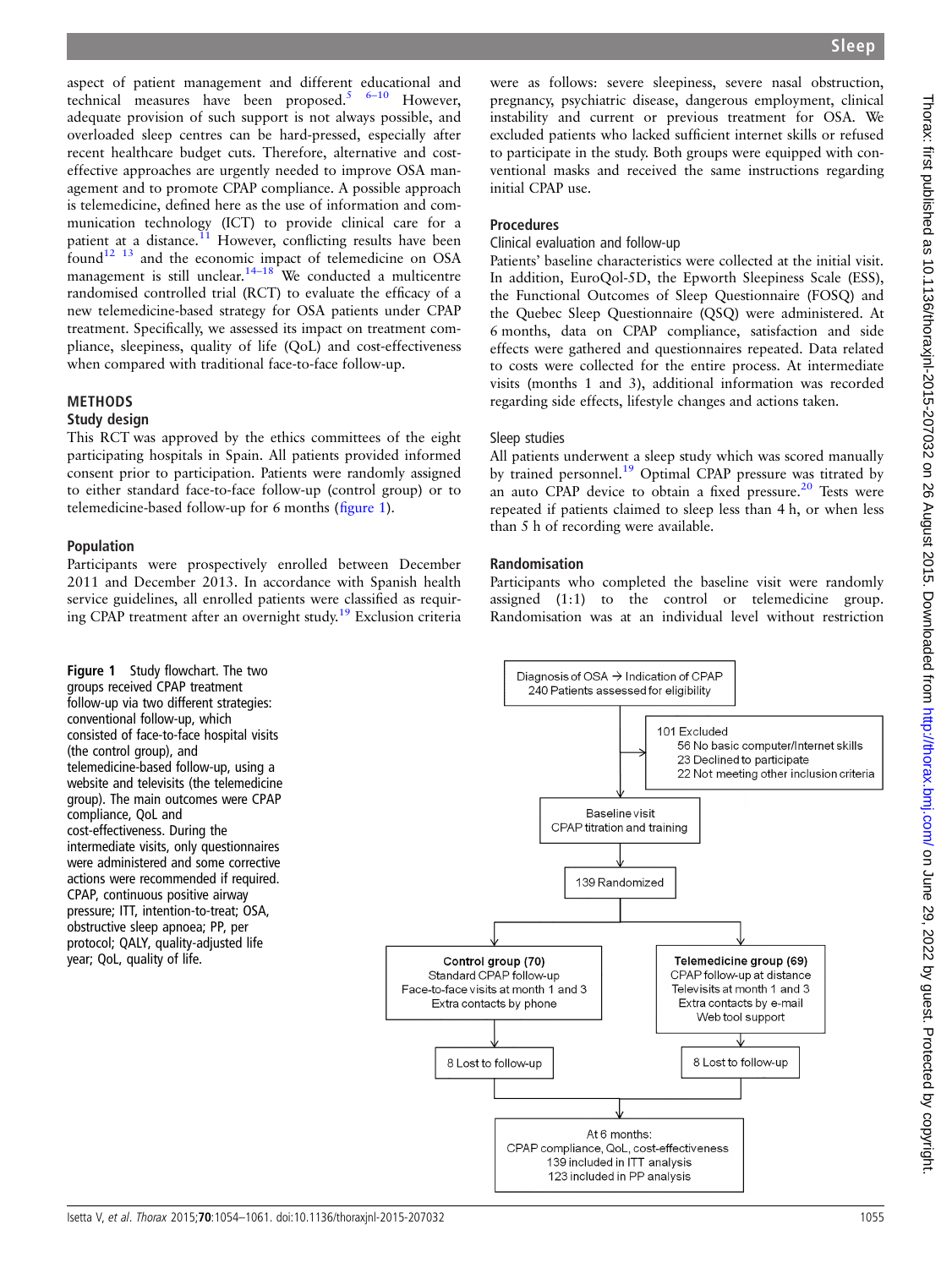aspect of patient management and different educational and technical measures have been proposed.[5] [6–10] However, adequate provision of such support is not always possible, and overloaded sleep centres can be hard-pressed, especially after recent healthcare budget cuts. Therefore, alternative and cost-effective approaches are urgently needed to improve OSA management and to promote CPAP compliance. A possible approach is telemedicine, defined here as the use of information and communication technology (ICT) to provide clinical care for a patient at a distance.[11] However, conflicting results have been found[12] [13] and the economic impact of telemedicine on OSA management is still unclear.[14–18] We conducted a multicentre randomised controlled trial (RCT) to evaluate the efficacy of a new telemedicine-based strategy for OSA patients under CPAP treatment. Specifically, we assessed its impact on treatment compliance, sleepiness, quality of life (QoL) and cost-effectiveness when compared with traditional face-to-face follow-up.

## METHODS

### Study design

This RCT was approved by the ethics committees of the eight participating hospitals in Spain. All patients provided informed consent prior to participation. Patients were randomly assigned to either standard face-to-face follow-up (control group) or to telemedicine-based follow-up for 6 months (figure 1).

### Population

Participants were prospectively enrolled between December 2011 and December 2013. In accordance with Spanish health service guidelines, all enrolled patients were classified as requiring CPAP treatment after an overnight study.[19] Exclusion criteria were as follows: severe sleepiness, severe nasal obstruction, pregnancy, psychiatric disease, dangerous employment, clinical instability and current or previous treatment for OSA. We excluded patients who lacked sufficient internet skills or refused to participate in the study. Both groups were equipped with conventional masks and received the same instructions regarding initial CPAP use.

### Procedures

#### Clinical evaluation and follow-up

Patients' baseline characteristics were collected at the initial visit. In addition, EuroQol-5D, the Epworth Sleepiness Scale (ESS), the Functional Outcomes of Sleep Questionnaire (FOSQ) and the Quebec Sleep Questionnaire (QSQ) were administered. At 6 months, data on CPAP compliance, satisfaction and side effects were gathered and questionnaires repeated. Data related to costs were collected for the entire process. At intermediate visits (months 1 and 3), additional information was recorded regarding side effects, lifestyle changes and actions taken.

#### Sleep studies

All patients underwent a sleep study which was scored manually by trained personnel.[19] Optimal CPAP pressure was titrated by an auto CPAP device to obtain a fixed pressure.[20] Tests were repeated if patients claimed to sleep less than 4 h, or when less than 5 h of recording were available.

### Randomisation

Participants who completed the baseline visit were randomly assigned (1:1) to the control or telemedicine group. Randomisation was at an individual level without restriction

Diagnosis of OSA → Indication of CPAP
240 Patients assessed for eligibility

101 Excluded
- 56 No basic computer/Internet skills
- 23 Declined to participate
- 22 Not meeting other inclusion criteria

Baseline visit
CPAP titration and training

139 Randomized

**Control group (70)**
Standard CPAP follow-up
Face-to-face visits at month 1 and 3
Extra contacts by phone

8 Lost to follow-up

**Telemedicine group (69)**
CPAP follow-up at distance
Televisits at month 1 and 3
Extra contacts by e-mail
Web tool support

8 Lost to follow-up

At 6 months:
CPAP compliance, QoL, cost-effectiveness
139 included in ITT analysis
123 included in PP analysis

**Figure 1** Study flowchart. The two groups received CPAP treatment follow-up via two different strategies: conventional follow-up, which consisted of face-to-face hospital visits (the control group), and telemedicine-based follow-up, using a website and televisits (the telemedicine group). The main outcomes were CPAP compliance, QoL and cost-effectiveness. During the intermediate visits, only questionnaires were administered and some corrective actions were recommended if required. CPAP, continuous positive airway pressure; ITT, intention-to-treat; OSA, obstructive sleep apnoea; PP, per protocol; QALY, quality-adjusted life year; QoL, quality of life.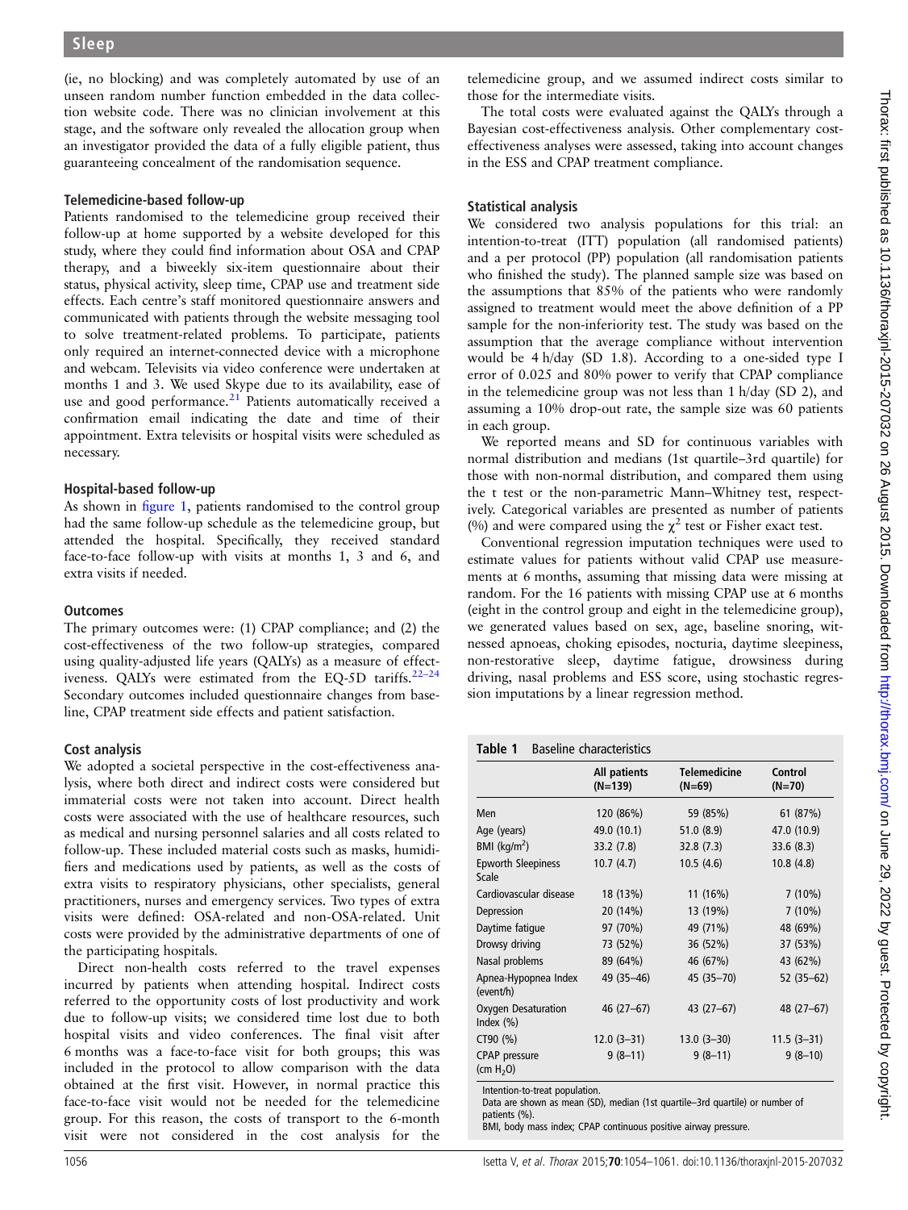(ie, no blocking) and was completely automated by use of an unseen random number function embedded in the data collection website code. There was no clinician involvement at this stage, and the software only revealed the allocation group when an investigator provided the data of a fully eligible patient, thus guaranteeing concealment of the randomisation sequence.

### Telemedicine-based follow-up

Patients randomised to the telemedicine group received their follow-up at home supported by a website developed for this study, where they could find information about OSA and CPAP therapy, and a biweekly six-item questionnaire about their status, physical activity, sleep time, CPAP use and treatment side effects. Each centre's staff monitored questionnaire answers and communicated with patients through the website messaging tool to solve treatment-related problems. To participate, patients only required an internet-connected device with a microphone and webcam. Televisits via video conference were undertaken at months 1 and 3. We used Skype due to its availability, ease of use and good performance.[21] Patients automatically received a confirmation email indicating the date and time of their appointment. Extra televisits or hospital visits were scheduled as necessary.

### Hospital-based follow-up

As shown in figure 1, patients randomised to the control group had the same follow-up schedule as the telemedicine group, but attended the hospital. Specifically, they received standard face-to-face follow-up with visits at months 1, 3 and 6, and extra visits if needed.

### Outcomes

The primary outcomes were: (1) CPAP compliance; and (2) the cost-effectiveness of the two follow-up strategies, compared using quality-adjusted life years (QALYs) as a measure of effectiveness. QALYs were estimated from the EQ-5D tariffs.[22–24] Secondary outcomes included questionnaire changes from baseline, CPAP treatment side effects and patient satisfaction.

### Cost analysis

We adopted a societal perspective in the cost-effectiveness analysis, where both direct and indirect costs were considered but immaterial costs were not taken into account. Direct health costs were associated with the use of healthcare resources, such as medical and nursing personnel salaries and all costs related to follow-up. These included material costs such as masks, humidifiers and medications used by patients, as well as the costs of extra visits to respiratory physicians, other specialists, general practitioners, nurses and emergency services. Two types of extra visits were defined: OSA-related and non-OSA-related. Unit costs were provided by the administrative departments of one of the participating hospitals.

Direct non-health costs referred to the travel expenses incurred by patients when attending hospital. Indirect costs referred to the opportunity costs of lost productivity and work due to follow-up visits; we considered time lost due to both hospital visits and video conferences. The final visit after 6 months was a face-to-face visit for both groups; this was included in the protocol to allow comparison with the data obtained at the first visit. However, in normal practice this face-to-face visit would not be needed for the telemedicine group. For this reason, the costs of transport to the 6-month visit were not considered in the cost analysis for the telemedicine group, and we assumed indirect costs similar to those for the intermediate visits.

The total costs were evaluated against the QALYs through a Bayesian cost-effectiveness analysis. Other complementary cost-effectiveness analyses were assessed, taking into account changes in the ESS and CPAP treatment compliance.

### Statistical analysis

We considered two analysis populations for this trial: an intention-to-treat (ITT) population (all randomised patients) and a per protocol (PP) population (all randomisation patients who finished the study). The planned sample size was based on the assumptions that 85% of the patients who were randomly assigned to treatment would meet the above definition of a PP sample for the non-inferiority test. The study was based on the assumption that the average compliance without intervention would be 4 h/day (SD 1.8). According to a one-sided type I error of 0.025 and 80% power to verify that CPAP compliance in the telemedicine group was not less than 1 h/day (SD 2), and assuming a 10% drop-out rate, the sample size was 60 patients in each group.

We reported means and SD for continuous variables with normal distribution and medians (1st quartile–3rd quartile) for those with non-normal distribution, and compared them using the t test or the non-parametric Mann–Whitney test, respectively. Categorical variables are presented as number of patients (%) and were compared using the $\chi^2$ test or Fisher exact test.

Conventional regression imputation techniques were used to estimate values for patients without valid CPAP use measurements at 6 months, assuming that missing data were missing at random. For the 16 patients with missing CPAP use at 6 months (eight in the control group and eight in the telemedicine group), we generated values based on sex, age, baseline snoring, witnessed apnoeas, choking episodes, nocturia, daytime sleepiness, non-restorative sleep, daytime fatigue, drowsiness during driving, nasal problems and ESS score, using stochastic regression imputations by a linear regression method.

**Table 1** Baseline characteristics

| | All patients (N=139) | Telemedicine (N=69) | Control (N=70) |
|---|---|---|---|
| Men | 120 (86%) | 59 (85%) | 61 (87%) |
| Age (years) | 49.0 (10.1) | 51.0 (8.9) | 47.0 (10.9) |
| BMI (kg/m$^2$) | 33.2 (7.8) | 32.8 (7.3) | 33.6 (8.3) |
| Epworth Sleepiness Scale | 10.7 (4.7) | 10.5 (4.6) | 10.8 (4.8) |
| Cardiovascular disease | 18 (13%) | 11 (16%) | 7 (10%) |
| Depression | 20 (14%) | 13 (19%) | 7 (10%) |
| Daytime fatigue | 97 (70%) | 49 (71%) | 48 (69%) |
| Drowsy driving | 73 (52%) | 36 (52%) | 37 (53%) |
| Nasal problems | 89 (64%) | 46 (67%) | 43 (62%) |
| Apnea-Hypopnea Index (event/h) | 49 (35–46) | 45 (35–70) | 52 (35–62) |
| Oxygen Desaturation Index (%) | 46 (27–67) | 43 (27–67) | 48 (27–67) |
| CT90 (%) | 12.0 (3–31) | 13.0 (3–30) | 11.5 (3–31) |
| CPAP pressure (cm $H_2O$) | 9 (8–11) | 9 (8–11) | 9 (8–10) |

Intention-to-treat population.
Data are shown as mean (SD), median (1st quartile–3rd quartile) or number of patients (%).
BMI, body mass index; CPAP continuous positive airway pressure.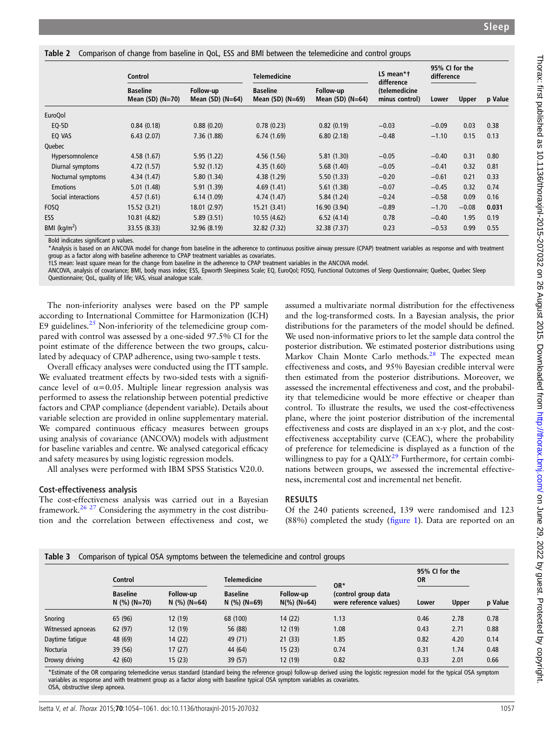**Table 2** Comparison of change from baseline in QoL, ESS and BMI between the telemedicine and control groups

| | Control | | Telemedicine | | LS mean*† difference (telemedicine minus control) | 95% CI for the difference | | |
|---|---|---|---|---|---|---|---|---|
| | Baseline Mean (SD) (N=70) | Follow-up Mean (SD) (N=64) | Baseline Mean (SD) (N=69) | Follow-up Mean (SD) (N=64) | | Lower | Upper | p Value |
| EuroQol | | | | | | | | |
| EQ-5D | 0.84 (0.18) | 0.88 (0.20) | 0.78 (0.23) | 0.82 (0.19) | −0.03 | −0.09 | 0.03 | 0.38 |
| EQ VAS | 6.43 (2.07) | 7.36 (1.88) | 6.74 (1.69) | 6.80 (2.18) | −0.48 | −1.10 | 0.15 | 0.13 |
| Quebec | | | | | | | | |
| Hypersomnolence | 4.58 (1.67) | 5.95 (1.22) | 4.56 (1.56) | 5.81 (1.30) | −0.05 | −0.40 | 0.31 | 0.80 |
| Diurnal symptoms | 4.72 (1.57) | 5.92 (1.12) | 4.35 (1.60) | 5.68 (1.40) | −0.05 | −0.41 | 0.32 | 0.81 |
| Nocturnal symptoms | 4.34 (1.47) | 5.80 (1.34) | 4.38 (1.29) | 5.50 (1.33) | −0.20 | −0.61 | 0.21 | 0.33 |
| Emotions | 5.01 (1.48) | 5.91 (1.39) | 4.69 (1.41) | 5.61 (1.38) | −0.07 | −0.45 | 0.32 | 0.74 |
| Social interactions | 4.57 (1.61) | 6.14 (1.09) | 4.74 (1.47) | 5.84 (1.24) | −0.24 | −0.58 | 0.09 | 0.16 |
| FOSQ | 15.52 (3.21) | 18.01 (2.97) | 15.21 (3.41) | 16.90 (3.94) | −0.89 | −1.70 | −0.08 | **0.031** |
| ESS | 10.81 (4.82) | 5.89 (3.51) | 10.55 (4.62) | 6.52 (4.14) | 0.78 | −0.40 | 1.95 | 0.19 |
| BMI (kg/m$^2$) | 33.55 (8.33) | 32.96 (8.19) | 32.82 (7.32) | 32.38 (7.37) | 0.23 | −0.53 | 0.99 | 0.55 |

Bold indicates significant p values.
*Analysis is based on an ANCOVA model for change from baseline in the adherence to continuous positive airway pressure (CPAP) treatment variables as response and with treatment group as a factor along with baseline adherence to CPAP treatment variables as covariates.
†LS mean: least square mean for the change from baseline in the adherence to CPAP treatment variables in the ANCOVA model.
ANCOVA, analysis of covariance; BMI, body mass index; ESS, Epworth Sleepiness Scale; EQ, EuroQol; FOSQ, Functional Outcomes of Sleep Questionnaire; Quebec, Quebec Sleep Questionnaire; QoL, quality of life; VAS, visual analogue scale.

The non-inferiority analyses were based on the PP sample according to International Committee for Harmonization (ICH) E9 guidelines.[25] Non-inferiority of the telemedicine group compared with control was assessed by a one-sided 97.5% CI for the point estimate of the difference between the two groups, calculated by adequacy of CPAP adherence, using two-sample t tests.

Overall efficacy analyses were conducted using the ITT sample. We evaluated treatment effects by two-sided tests with a significance level of $\alpha$=0.05. Multiple linear regression analysis was performed to assess the relationship between potential predictive factors and CPAP compliance (dependent variable). Details about variable selection are provided in online supplementary material. We compared continuous efficacy measures between groups using analysis of covariance (ANCOVA) models with adjustment for baseline variables and centre. We analysed categorical efficacy and safety measures by using logistic regression models.

All analyses were performed with IBM SPSS Statistics V.20.0.

### Cost-effectiveness analysis

The cost-effectiveness analysis was carried out in a Bayesian framework.[26,27] Considering the asymmetry in the cost distribution and the correlation between effectiveness and cost, we assumed a multivariate normal distribution for the effectiveness and the log-transformed costs. In a Bayesian analysis, the prior distributions for the parameters of the model should be defined. We used non-informative priors to let the sample data control the posterior distribution. We estimated posterior distributions using Markov Chain Monte Carlo methods.[28] The expected mean effectiveness and costs, and 95% Bayesian credible interval were then estimated from the posterior distributions. Moreover, we assessed the incremental effectiveness and cost, and the probability that telemedicine would be more effective or cheaper than control. To illustrate the results, we used the cost-effectiveness plane, where the joint posterior distribution of the incremental effectiveness and costs are displayed in an x-y plot, and the cost-effectiveness acceptability curve (CEAC), where the probability of preference for telemedicine is displayed as a function of the willingness to pay for a QALY.[29] Furthermore, for certain combinations between groups, we assessed the incremental effectiveness, incremental cost and incremental net benefit.

## RESULTS

Of the 240 patients screened, 139 were randomised and 123 (88%) completed the study (figure 1). Data are reported on an

**Table 3** Comparison of typical OSA symptoms between the telemedicine and control groups

| | Control | | Telemedicine | | OR* (control group data were reference values) | 95% CI for the OR | | |
|---|---|---|---|---|---|---|---|---|
| | Baseline N (%) (N=70) | Follow-up N (%) (N=64) | Baseline N (%) (N=69) | Follow-up N(%) (N=64) | | Lower | Upper | p Value |
| Snoring | 65 (96) | 12 (19) | 68 (100) | 14 (22) | 1.13 | 0.46 | 2.78 | 0.78 |
| Witnessed apnoeas | 62 (97) | 12 (19) | 56 (88) | 12 (19) | 1.08 | 0.43 | 2.71 | 0.88 |
| Daytime fatigue | 48 (69) | 14 (22) | 49 (71) | 21 (33) | 1.85 | 0.82 | 4.20 | 0.14 |
| Nocturia | 39 (56) | 17 (27) | 44 (64) | 15 (23) | 0.74 | 0.31 | 1.74 | 0.48 |
| Drowsy driving | 42 (60) | 15 (23) | 39 (57) | 12 (19) | 0.82 | 0.33 | 2.01 | 0.66 |

*Estimate of the OR comparing telemedicine versus standard (standard being the reference group) follow-up derived using the logistic regression model for the typical OSA symptom variables as response and with treatment group as a factor along with baseline typical OSA symptom variables as covariates.
OSA, obstructive sleep apnoea.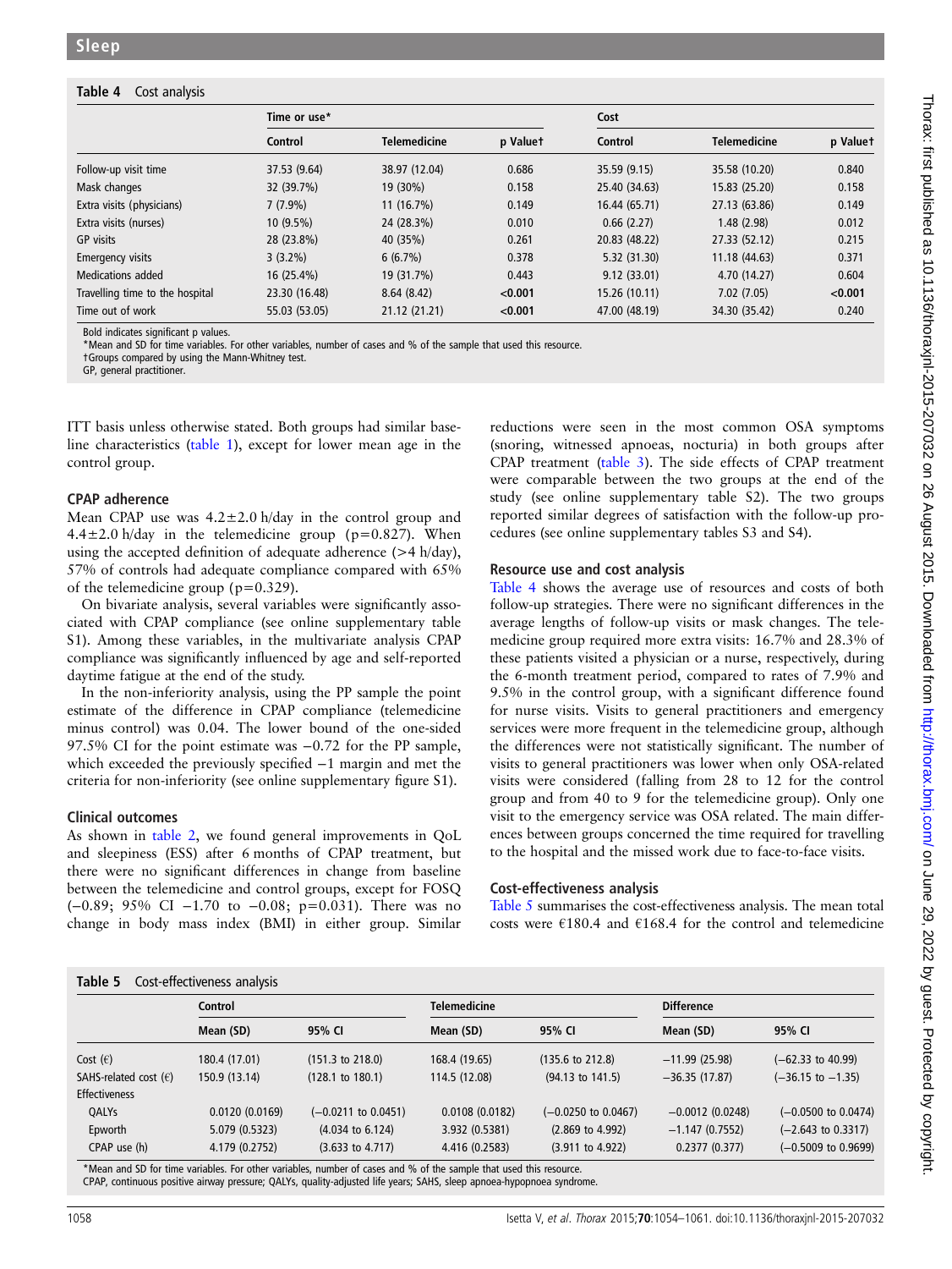**Table 4** Cost analysis

| | Time or use* | | | Cost | | |
|---|---|---|---|---|---|---|
| | Control | Telemedicine | p Value† | Control | Telemedicine | p Value† |
| Follow-up visit time | 37.53 (9.64) | 38.97 (12.04) | 0.686 | 35.59 (9.15) | 35.58 (10.20) | 0.840 |
| Mask changes | 32 (39.7%) | 19 (30%) | 0.158 | 25.40 (34.63) | 15.83 (25.20) | 0.158 |
| Extra visits (physicians) | 7 (7.9%) | 11 (16.7%) | 0.149 | 16.44 (65.71) | 27.13 (63.86) | 0.149 |
| Extra visits (nurses) | 10 (9.5%) | 24 (28.3%) | 0.010 | 0.66 (2.27) | 1.48 (2.98) | 0.012 |
| GP visits | 28 (23.8%) | 40 (35%) | 0.261 | 20.83 (48.22) | 27.33 (52.12) | 0.215 |
| Emergency visits | 3 (3.2%) | 6 (6.7%) | 0.378 | 5.32 (31.30) | 11.18 (44.63) | 0.371 |
| Medications added | 16 (25.4%) | 19 (31.7%) | 0.443 | 9.12 (33.01) | 4.70 (14.27) | 0.604 |
| Travelling time to the hospital | 23.30 (16.48) | 8.64 (8.42) | **<0.001** | 15.26 (10.11) | 7.02 (7.05) | **<0.001** |
| Time out of work | 55.03 (53.05) | 21.12 (21.21) | **<0.001** | 47.00 (48.19) | 34.30 (35.42) | 0.240 |

Bold indicates significant p values.
*Mean and SD for time variables. For other variables, number of cases and % of the sample that used this resource.
†Groups compared by using the Mann-Whitney test.
GP, general practitioner.

ITT basis unless otherwise stated. Both groups had similar baseline characteristics (table 1), except for lower mean age in the control group.

### CPAP adherence

Mean CPAP use was 4.2±2.0 h/day in the control group and 4.4±2.0 h/day in the telemedicine group (p=0.827). When using the accepted definition of adequate adherence (>4 h/day), 57% of controls had adequate compliance compared with 65% of the telemedicine group (p=0.329).

On bivariate analysis, several variables were significantly associated with CPAP compliance (see online supplementary table S1). Among these variables, in the multivariate analysis CPAP compliance was significantly influenced by age and self-reported daytime fatigue at the end of the study.

In the non-inferiority analysis, using the PP sample the point estimate of the difference in CPAP compliance (telemedicine minus control) was 0.04. The lower bound of the one-sided 97.5% CI for the point estimate was −0.72 for the PP sample, which exceeded the previously specified −1 margin and met the criteria for non-inferiority (see online supplementary figure S1).

### Clinical outcomes

As shown in table 2, we found general improvements in QoL and sleepiness (ESS) after 6 months of CPAP treatment, but there were no significant differences in change from baseline between the telemedicine and control groups, except for FOSQ (−0.89; 95% CI −1.70 to −0.08; p=0.031). There was no change in body mass index (BMI) in either group. Similar reductions were seen in the most common OSA symptoms (snoring, witnessed apnoeas, nocturia) in both groups after CPAP treatment (table 3). The side effects of CPAP treatment were comparable between the two groups at the end of the study (see online supplementary table S2). The two groups reported similar degrees of satisfaction with the follow-up procedures (see online supplementary tables S3 and S4).

### Resource use and cost analysis

Table 4 shows the average use of resources and costs of both follow-up strategies. There were no significant differences in the average lengths of follow-up visits or mask changes. The telemedicine group required more extra visits: 16.7% and 28.3% of these patients visited a physician or a nurse, respectively, during the 6-month treatment period, compared to rates of 7.9% and 9.5% in the control group, with a significant difference found for nurse visits. Visits to general practitioners and emergency services were more frequent in the telemedicine group, although the differences were not statistically significant. The number of visits to general practitioners was lower when only OSA-related visits were considered (falling from 28 to 12 for the control group and from 40 to 9 for the telemedicine group). Only one visit to the emergency service was OSA related. The main differences between groups concerned the time required for travelling to the hospital and the missed work due to face-to-face visits.

### Cost-effectiveness analysis

Table 5 summarises the cost-effectiveness analysis. The mean total costs were €180.4 and €168.4 for the control and telemedicine

**Table 5** Cost-effectiveness analysis

| | Control | | Telemedicine | | Difference | |
|---|---|---|---|---|---|---|
| | Mean (SD) | 95% CI | Mean (SD) | 95% CI | Mean (SD) | 95% CI |
| Cost (€) | 180.4 (17.01) | (151.3 to 218.0) | 168.4 (19.65) | (135.6 to 212.8) | −11.99 (25.98) | (−62.33 to 40.99) |
| SAHS-related cost (€) | 150.9 (13.14) | (128.1 to 180.1) | 114.5 (12.08) | (94.13 to 141.5) | −36.35 (17.87) | (−36.15 to −1.35) |
| Effectiveness | | | | | | |
| QALYs | 0.0120 (0.0169) | (−0.0211 to 0.0451) | 0.0108 (0.0182) | (−0.0250 to 0.0467) | −0.0012 (0.0248) | (−0.0500 to 0.0474) |
| Epworth | 5.079 (0.5323) | (4.034 to 6.124) | 3.932 (0.5381) | (2.869 to 4.992) | −1.147 (0.7552) | (−2.643 to 0.3317) |
| CPAP use (h) | 4.179 (0.2752) | (3.633 to 4.717) | 4.416 (0.2583) | (3.911 to 4.922) | 0.2377 (0.377) | (−0.5009 to 0.9699) |

*Mean and SD for time variables. For other variables, number of cases and % of the sample that used this resource.
CPAP, continuous positive airway pressure; QALYs, quality-adjusted life years; SAHS, sleep apnoea-hypopnoea syndrome.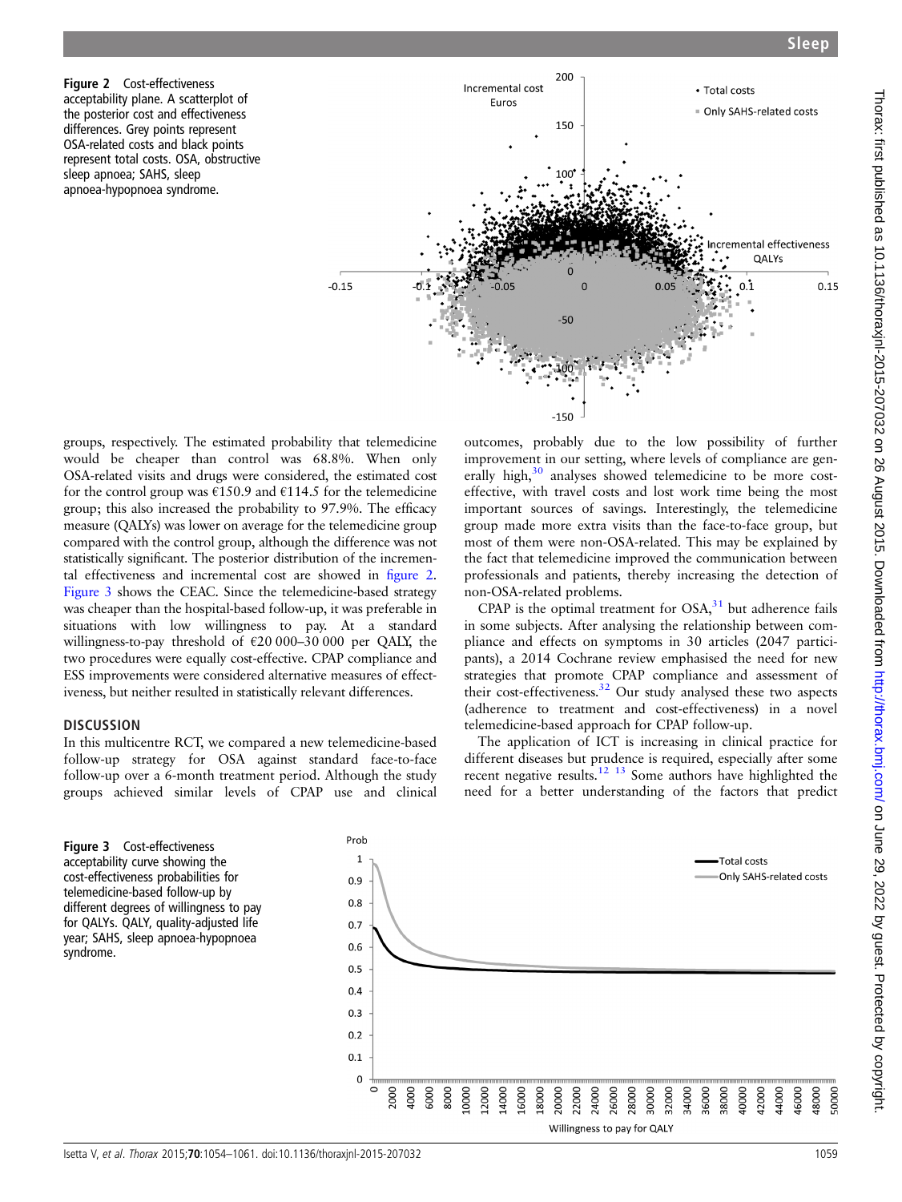Figure 2 Cost-effectiveness acceptability plane. A scatterplot of the posterior cost and effectiveness differences. Grey points represent OSA-related costs and black points represent total costs. OSA, obstructive sleep apnoea; SAHS, sleep apnoea-hypopnoea syndrome.

groups, respectively. The estimated probability that telemedicine would be cheaper than control was 68.8%. When only OSA-related visits and drugs were considered, the estimated cost for the control group was €150.9 and €114.5 for the telemedicine group; this also increased the probability to 97.9%. The efficacy measure (QALYs) was lower on average for the telemedicine group compared with the control group, although the difference was not statistically significant. The posterior distribution of the incremental effectiveness and incremental cost are showed in figure 2. Figure 3 shows the CEAC. Since the telemedicine-based strategy was cheaper than the hospital-based follow-up, it was preferable in situations with low willingness to pay. At a standard willingness-to-pay threshold of €20 000–30 000 per QALY, the two procedures were equally cost-effective. CPAP compliance and ESS improvements were considered alternative measures of effectiveness, but neither resulted in statistically relevant differences.

## DISCUSSION

In this multicentre RCT, we compared a new telemedicine-based follow-up strategy for OSA against standard face-to-face follow-up over a 6-month treatment period. Although the study groups achieved similar levels of CPAP use and clinical outcomes, probably due to the low possibility of further improvement in our setting, where levels of compliance are generally high,[30] analyses showed telemedicine to be more cost-effective, with travel costs and lost work time being the most important sources of savings. Interestingly, the telemedicine group made more extra visits than the face-to-face group, but most of them were non-OSA-related. This may be explained by the fact that telemedicine improved the communication between professionals and patients, thereby increasing the detection of non-OSA-related problems.

CPAP is the optimal treatment for OSA,[31] but adherence fails in some subjects. After analysing the relationship between compliance and effects on symptoms in 30 articles (2047 participants), a 2014 Cochrane review emphasised the need for new strategies that promote CPAP compliance and assessment of their cost-effectiveness.[32] Our study analysed these two aspects (adherence to treatment and cost-effectiveness) in a novel telemedicine-based approach for CPAP follow-up.

The application of ICT is increasing in clinical practice for different diseases but prudence is required, especially after some recent negative results.[12 13] Some authors have highlighted the need for a better understanding of the factors that predict

Figure 3 Cost-effectiveness acceptability curve showing the cost-effectiveness probabilities for telemedicine-based follow-up by different degrees of willingness to pay for QALYs. QALY, quality-adjusted life year; SAHS, sleep apnoea-hypopnoea syndrome.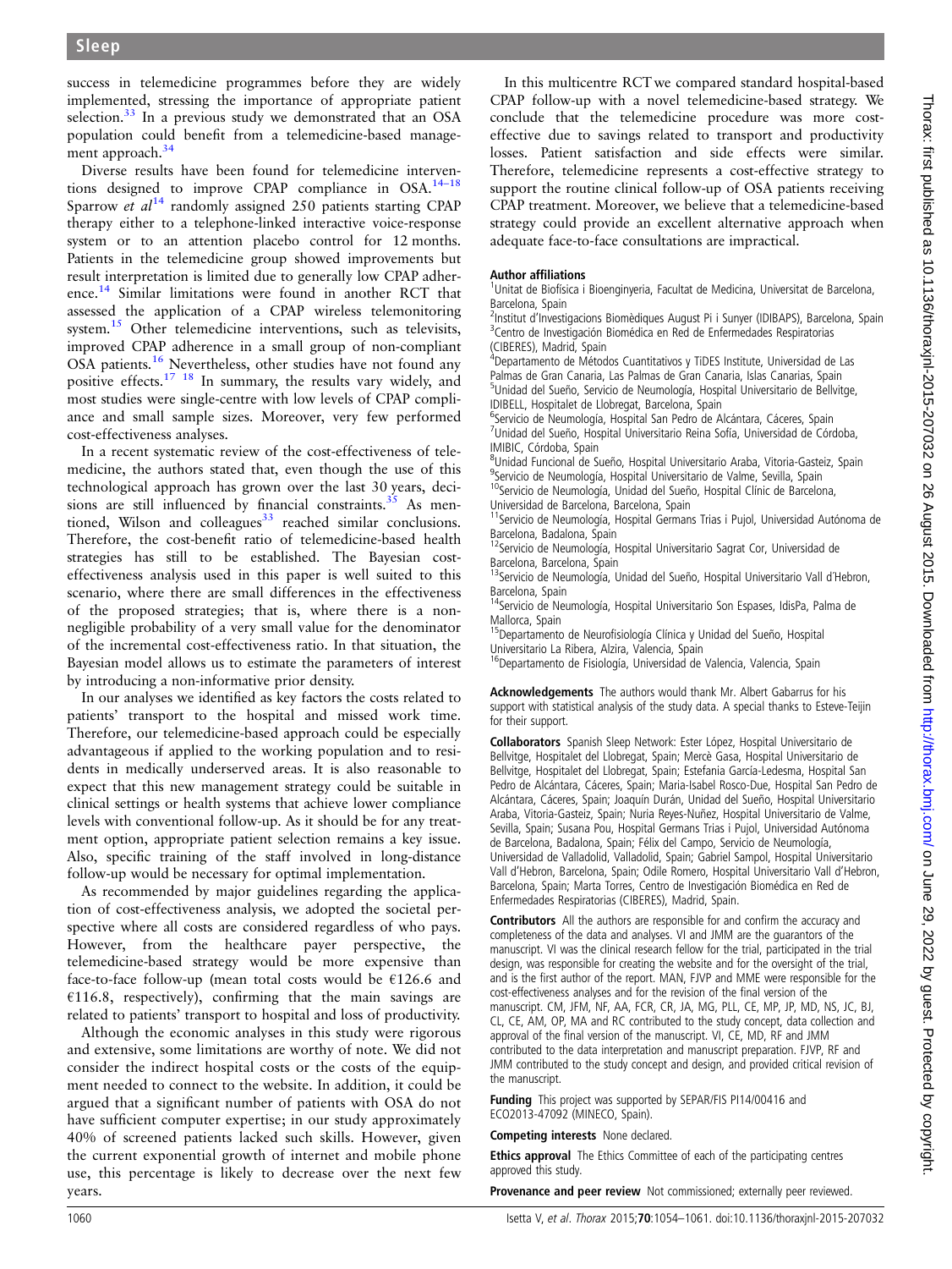success in telemedicine programmes before they are widely implemented, stressing the importance of appropriate patient selection.[33] In a previous study we demonstrated that an OSA population could benefit from a telemedicine-based management approach.[34]

Diverse results have been found for telemedicine interventions designed to improve CPAP compliance in OSA.[14–18] Sparrow *et al*[14] randomly assigned 250 patients starting CPAP therapy either to a telephone-linked interactive voice-response system or to an attention placebo control for 12 months. Patients in the telemedicine group showed improvements but result interpretation is limited due to generally low CPAP adherence.[14] Similar limitations were found in another RCT that assessed the application of a CPAP wireless telemonitoring system.[15] Other telemedicine interventions, such as televisits, improved CPAP adherence in a small group of non-compliant OSA patients.[16] Nevertheless, other studies have not found any positive effects.[17 18] In summary, the results vary widely, and most studies were single-centre with low levels of CPAP compliance and small sample sizes. Moreover, very few performed cost-effectiveness analyses.

In a recent systematic review of the cost-effectiveness of telemedicine, the authors stated that, even though the use of this technological approach has grown over the last 30 years, decisions are still influenced by financial constraints.[35] As mentioned, Wilson and colleagues[33] reached similar conclusions. Therefore, the cost-benefit ratio of telemedicine-based health strategies has still to be established. The Bayesian cost-effectiveness analysis used in this paper is well suited to this scenario, where there are small differences in the effectiveness of the proposed strategies; that is, where there is a non-negligible probability of a very small value for the denominator of the incremental cost-effectiveness ratio. In that situation, the Bayesian model allows us to estimate the parameters of interest by introducing a non-informative prior density.

In our analyses we identified as key factors the costs related to patients' transport to the hospital and missed work time. Therefore, our telemedicine-based approach could be especially advantageous if applied to the working population and to residents in medically underserved areas. It is also reasonable to expect that this new management strategy could be suitable in clinical settings or health systems that achieve lower compliance levels with conventional follow-up. As it should be for any treatment option, appropriate patient selection remains a key issue. Also, specific training of the staff involved in long-distance follow-up would be necessary for optimal implementation.

As recommended by major guidelines regarding the application of cost-effectiveness analysis, we adopted the societal perspective where all costs are considered regardless of who pays. However, from the healthcare payer perspective, the telemedicine-based strategy would be more expensive than face-to-face follow-up (mean total costs would be €126.6 and €116.8, respectively), confirming that the main savings are related to patients' transport to hospital and loss of productivity.

Although the economic analyses in this study were rigorous and extensive, some limitations are worthy of note. We did not consider the indirect hospital costs or the costs of the equipment needed to connect to the website. In addition, it could be argued that a significant number of patients with OSA do not have sufficient computer expertise; in our study approximately 40% of screened patients lacked such skills. However, given the current exponential growth of internet and mobile phone use, this percentage is likely to decrease over the next few years.

In this multicentre RCT we compared standard hospital-based CPAP follow-up with a novel telemedicine-based strategy. We conclude that the telemedicine procedure was more cost-effective due to savings related to transport and productivity losses. Patient satisfaction and side effects were similar. Therefore, telemedicine represents a cost-effective strategy to support the routine clinical follow-up of OSA patients receiving CPAP treatment. Moreover, we believe that a telemedicine-based strategy could provide an excellent alternative approach when adequate face-to-face consultations are impractical.

**Author affiliations**

[1]Unitat de Biofísica i Bioenginyeria, Facultat de Medicina, Universitat de Barcelona, Barcelona, Spain
[2]Institut d'Investigacions Biomèdiques August Pi i Sunyer (IDIBAPS), Barcelona, Spain
[3]Centro de Investigación Biomédica en Red de Enfermedades Respiratorias (CIBERES), Madrid, Spain
[4]Departamento de Métodos Cuantitativos y TiDES Institute, Universidad de Las Palmas de Gran Canaria, Las Palmas de Gran Canaria, Islas Canarias, Spain
[5]Unidad del Sueño, Servicio de Neumología, Hospital Universitario de Bellvitge, IDIBELL, Hospitalet de Llobregat, Barcelona, Spain
[6]Servicio de Neumología, Hospital San Pedro de Alcántara, Cáceres, Spain
[7]Unidad del Sueño, Hospital Universitario Reina Sofía, Universidad de Córdoba, IMIBIC, Córdoba, Spain
[8]Unidad Funcional de Sueño, Hospital Universitario Araba, Vitoria-Gasteiz, Spain
[9]Servicio de Neumología, Hospital Universitario de Valme, Sevilla, Spain
[10]Servicio de Neumología, Unidad del Sueño, Hospital Clínic de Barcelona, Universidad de Barcelona, Barcelona, Spain
[11]Servicio de Neumología, Hospital Germans Trias i Pujol, Universidad Autónoma de Barcelona, Badalona, Spain
[12]Servicio de Neumología, Hospital Universitario Sagrat Cor, Universidad de Barcelona, Barcelona, Spain
[13]Servicio de Neumología, Unidad del Sueño, Hospital Universitario Vall d'Hebron, Barcelona, Spain
[14]Servicio de Neumología, Hospital Universitario Son Espases, IdisPa, Palma de Mallorca, Spain
[15]Departamento de Neurofisiología Clínica y Unidad del Sueño, Hospital Universitario La Ribera, Alzira, Valencia, Spain
[16]Departamento de Fisiología, Universidad de Valencia, Valencia, Spain

**Acknowledgements** The authors would thank Mr. Albert Gabarrus for his support with statistical analysis of the study data. A special thanks to Esteve-Teijin for their support.

**Collaborators** Spanish Sleep Network: Ester López, Hospital Universitario de Bellvitge, Hospitalet del Llobregat, Spain; Mercè Gasa, Hospital Universitario de Bellvitge, Hospitalet del Llobregat, Spain; Estefania García-Ledesma, Hospital San Pedro de Alcántara, Cáceres, Spain; Maria-Isabel Rosco-Due, Hospital San Pedro de Alcántara, Cáceres, Spain; Joaquín Durán, Unidad del Sueño, Hospital Universitario Araba, Vitoria-Gasteiz, Spain; Nuria Reyes-Nuñez, Hospital Universitario de Valme, Sevilla, Spain; Susana Pou, Hospital Germans Trias i Pujol, Universidad Autónoma de Barcelona, Badalona, Spain; Félix del Campo, Servicio de Neumología, Universidad de Valladolid, Valladolid, Spain; Gabriel Sampol, Hospital Universitario Vall d'Hebron, Barcelona, Spain; Odile Romero, Hospital Universitario Vall d'Hebron, Barcelona, Spain; Marta Torres, Centro de Investigación Biomédica en Red de Enfermedades Respiratorias (CIBERES), Madrid, Spain.

**Contributors** All the authors are responsible for and confirm the accuracy and completeness of the data and analyses. VI and JMM are the guarantors of the manuscript. VI was the clinical research fellow for the trial, participated in the trial design, was responsible for creating the website and for the oversight of the trial, and is the first author of the report. MAN, FJVP and MME were responsible for the cost-effectiveness analyses and for the revision of the final version of the manuscript. CM, JFM, NF, AA, FCR, CR, JA, MG, PLL, CE, MP, JP, MD, NS, JC, BJ, CL, CE, AM, OP, MA and RC contributed to the study concept, data collection and approval of the final version of the manuscript. VI, CE, MD, RF and JMM contributed to the data interpretation and manuscript preparation. FJVP, RF and JMM contributed to the study concept and design, and provided critical revision of the manuscript.

**Funding** This project was supported by SEPAR/FIS PI14/00416 and ECO2013-47092 (MINECO, Spain).

**Competing interests** None declared.

**Ethics approval** The Ethics Committee of each of the participating centres approved this study.

**Provenance and peer review** Not commissioned; externally peer reviewed.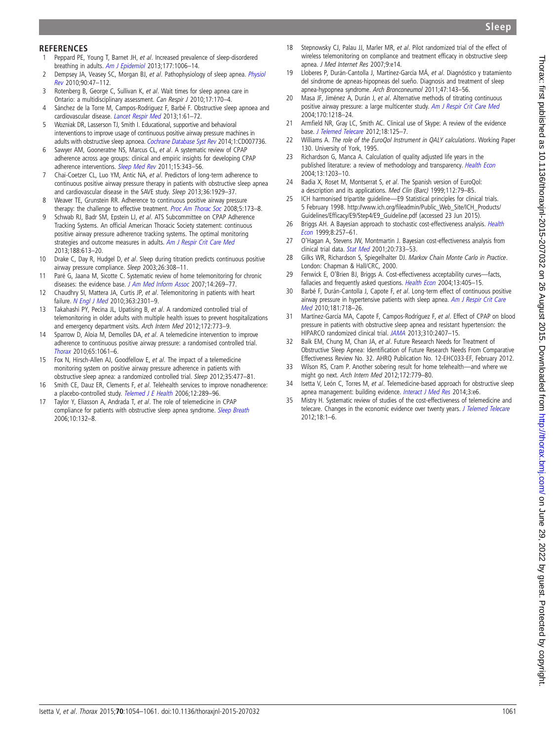## REFERENCES

1. Peppard PE, Young T, Barnet JH, *et al*. Increased prevalence of sleep-disordered breathing in adults. *Am J Epidemiol* 2013;177:1006–14.
2. Dempsey JA, Veasey SC, Morgan BJ, *et al*. Pathophysiology of sleep apnea. *Physiol Rev* 2010;90:47–112.
3. Rotenberg B, George C, Sullivan K, *et al*. Wait times for sleep apnea care in Ontario: a multidisciplinary assessment. *Can Respir J* 2010;17:170–4.
4. Sánchez de la Torre M, Campos-Rodriguez F, Barbé F. Obstructive sleep apnoea and cardiovascular disease. *Lancet Respir Med* 2013;1:61–72.
5. Wozniak DR, Lasserson TJ, Smith I. Educational, supportive and behavioral interventions to improve usage of continuous positive airway pressure machines in adults with obstructive sleep apnoea. *Cochrane Database Syst Rev* 2014;1:CD007736.
6. Sawyer AM, Gooneratne NS, Marcus CL, *et al*. A systematic review of CPAP adherence across age groups: clinical and empiric insights for developing CPAP adherence interventions. *Sleep Med Rev* 2011;15:343–56.
7. Chai-Coetzer CL, Luo YM, Antic NA, *et al*. Predictors of long-term adherence to continuous positive airway pressure therapy in patients with obstructive sleep apnea and cardiovascular disease in the SAVE study. *Sleep* 2013;36:1929–37.
8. Weaver TE, Grunstein RR. Adherence to continuous positive airway pressure therapy: the challenge to effective treatment. *Proc Am Thorac Soc* 2008;5:173–8.
9. Schwab RJ, Badr SM, Epstein LJ, *et al*. ATS Subcommittee on CPAP Adherence Tracking Systems. An official American Thoracic Society statement: continuous positive airway pressure adherence tracking systems. The optimal monitoring strategies and outcome measures in adults. *Am J Respir Crit Care Med* 2013;188:613–20.
10. Drake C, Day R, Hudgel D, *et al*. Sleep during titration predicts continuous positive airway pressure compliance. *Sleep* 2003;26:308–11.
11. Paré G, Jaana M, Sicotte C. Systematic review of home telemonitoring for chronic diseases: the evidence base. *J Am Med Inform Assoc* 2007;14:269–77.
12. Chaudhry SI, Mattera JA, Curtis JP, *et al*. Telemonitoring in patients with heart failure. *N Engl J Med* 2010;363:2301–9.
13. Takahashi PY, Pecina JL, Upatising B, *et al*. A randomized controlled trial of telemonitoring in older adults with multiple health issues to prevent hospitalizations and emergency department visits. *Arch Intern Med* 2012;172:773–9.
14. Sparrow D, Aloia M, Demolles DA, *et al*. A telemedicine intervention to improve adherence to continuous positive airway pressure: a randomised controlled trial. *Thorax* 2010;65:1061–6.
15. Fox N, Hirsch-Allen AJ, Goodfellow E, *et al*. The impact of a telemedicine monitoring system on positive airway pressure adherence in patients with obstructive sleep apnea: a randomized controlled trial. *Sleep* 2012;35:477–81.
16. Smith CE, Dauz ER, Clements F, *et al*. Telehealth services to improve nonadherence: a placebo-controlled study. *Telemed J E Health* 2006;12:289–96.
17. Taylor Y, Eliasson A, Andrada T, *et al*. The role of telemedicine in CPAP compliance for patients with obstructive sleep apnea syndrome. *Sleep Breath* 2006;10:132–8.
18. Stepnowsky CJ, Palau JJ, Marler MR, *et al*. Pilot randomized trial of the effect of wireless telemonitoring on compliance and treatment efficacy in obstructive sleep apnea. *J Med Internet Res* 2007;9:e14.
19. Lloberes P, Durán-Cantolla J, Martínez-García MÁ, *et al*. Diagnóstico y tratamiento del síndrome de apneas-hipopneas del sueño. Diagnosis and treatment of sleep apnea-hypopnea syndrome. *Arch Bronconeumol* 2011;47:143–56.
20. Masa JF, Jiménez A, Durán J, *et al*. Alternative methods of titrating continuous positive airway pressure: a large multicenter study. *Am J Respir Crit Care Med* 2004;170:1218–24.
21. Armfield NR, Gray LC, Smith AC. Clinical use of Skype: A review of the evidence base. *J Telemed Telecare* 2012;18:125–7.
22. Williams A. *The role of the EuroQol Instrument in QALY calculations*. Working Paper 130. University of York, 1995.
23. Richardson G, Manca A. Calculation of quality adjusted life years in the published literature: a review of methodology and transparency. *Health Econ* 2004;13:1203–10.
24. Badia X, Roset M, Montserrat S, *et al*. The Spanish version of EuroQol: a description and its applications. *Med Clin (Barc)* 1999;112:79–85.
25. ICH harmonised tripartite guideline—E9 Statistical principles for clinical trials. 5 February 1998. http://www.ich.org/fileadmin/Public_Web_Site/ICH_Products/Guidelines/Efficacy/E9/Step4/E9_Guideline.pdf (accessed 23 Jun 2015).
26. Briggs AH. A Bayesian approach to stochastic cost-effectiveness analysis. *Health Econ* 1999;8:257–61.
27. O'Hagan A, Stevens JW, Montmartin J. Bayesian cost-effectiveness analysis from clinical trial data. *Stat Med* 2001;20:733–53.
28. Gilks WR, Richardson S, Spiegelhalter DJ. *Markov Chain Monte Carlo in Practice*. London: Chapman & Hall/CRC, 2000.
29. Fenwick E, O'Brien BJ, Briggs A. Cost-effectiveness acceptability curves—facts, fallacies and frequently asked questions. *Health Econ* 2004;13:405–15.
30. Barbé F, Durán-Cantolla J, Capote F, *et al*. Long-term effect of continuous positive airway pressure in hypertensive patients with sleep apnea. *Am J Respir Crit Care Med* 2010;181:718–26.
31. Martínez-García MA, Capote F, Campos-Rodríguez F, *et al*. Effect of CPAP on blood pressure in patients with obstructive sleep apnea and resistant hypertension: the HIPARCO randomized clinical trial. *JAMA* 2013;310:2407–15.
32. Balk EM, Chung M, Chan JA, *et al*. Future Research Needs for Treatment of Obstructive Sleep Apnea: Identification of Future Research Needs From Comparative Effectiveness Review No. 32. AHRQ Publication No. 12-EHC033-EF, February 2012.
33. Wilson RS, Cram P. Another sobering result for home telehealth—and where we might go next. *Arch Intern Med* 2012;172:779–80.
34. Isetta V, León C, Torres M, *et al*. Telemedicine-based approach for obstructive sleep apnea management: building evidence. *Interact J Med Res* 2014;3:e6.
35. Mistry H. Systematic review of studies of the cost-effectiveness of telemedicine and telecare. Changes in the economic evidence over twenty years. *J Telemed Telecare* 2012;18:1–6.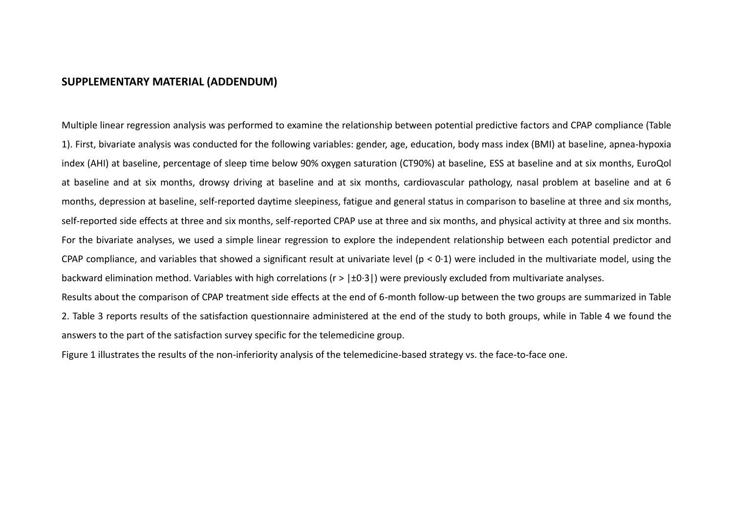## SUPPLEMENTARY MATERIAL (ADDENDUM)

Multiple linear regression analysis was performed to examine the relationship between potential predictive factors and CPAP compliance (Table 1). First, bivariate analysis was conducted for the following variables: gender, age, education, body mass index (BMI) at baseline, apnea-hypoxia index (AHI) at baseline, percentage of sleep time below 90% oxygen saturation (CT90%) at baseline, ESS at baseline and at six months, EuroQol at baseline and at six months, drowsy driving at baseline and at six months, cardiovascular pathology, nasal problem at baseline and at 6 months, depression at baseline, self-reported daytime sleepiness, fatigue and general status in comparison to baseline at three and six months, self-reported side effects at three and six months, self-reported CPAP use at three and six months, and physical activity at three and six months. For the bivariate analyses, we used a simple linear regression to explore the independent relationship between each potential predictor and CPAP compliance, and variables that showed a significant result at univariate level ($p < 0{\cdot}1$) were included in the multivariate model, using the backward elimination method. Variables with high correlations ($r > |\pm 0{\cdot}3|$) were previously excluded from multivariate analyses.

Results about the comparison of CPAP treatment side effects at the end of 6-month follow-up between the two groups are summarized in Table 2. Table 3 reports results of the satisfaction questionnaire administered at the end of the study to both groups, while in Table 4 we found the answers to the part of the satisfaction survey specific for the telemedicine group.

Figure 1 illustrates the results of the non-inferiority analysis of the telemedicine-based strategy vs. the face-to-face one.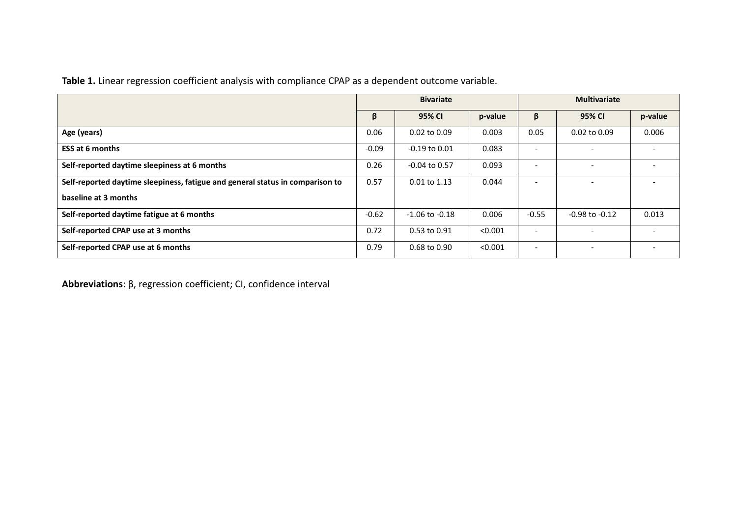**Table 1.** Linear regression coefficient analysis with compliance CPAP as a dependent outcome variable.

| | Bivariate | | | Multivariate | | |
|---|---|---|---|---|---|---|
| | **β** | **95% CI** | **p-value** | **β** | **95% CI** | **p-value** |
| **Age (years)** | 0.06 | 0.02 to 0.09 | 0.003 | 0.05 | 0.02 to 0.09 | 0.006 |
| **ESS at 6 months** | -0.09 | -0.19 to 0.01 | 0.083 | - | - | - |
| **Self-reported daytime sleepiness at 6 months** | 0.26 | -0.04 to 0.57 | 0.093 | - | - | - |
| **Self-reported daytime sleepiness, fatigue and general status in comparison to baseline at 3 months** | 0.57 | 0.01 to 1.13 | 0.044 | - | - | - |
| **Self-reported daytime fatigue at 6 months** | -0.62 | -1.06 to -0.18 | 0.006 | -0.55 | -0.98 to -0.12 | 0.013 |
| **Self-reported CPAP use at 3 months** | 0.72 | 0.53 to 0.91 | <0.001 | - | - | - |
| **Self-reported CPAP use at 6 months** | 0.79 | 0.68 to 0.90 | <0.001 | - | - | - |

**Abbreviations**: β, regression coefficient; CI, confidence interval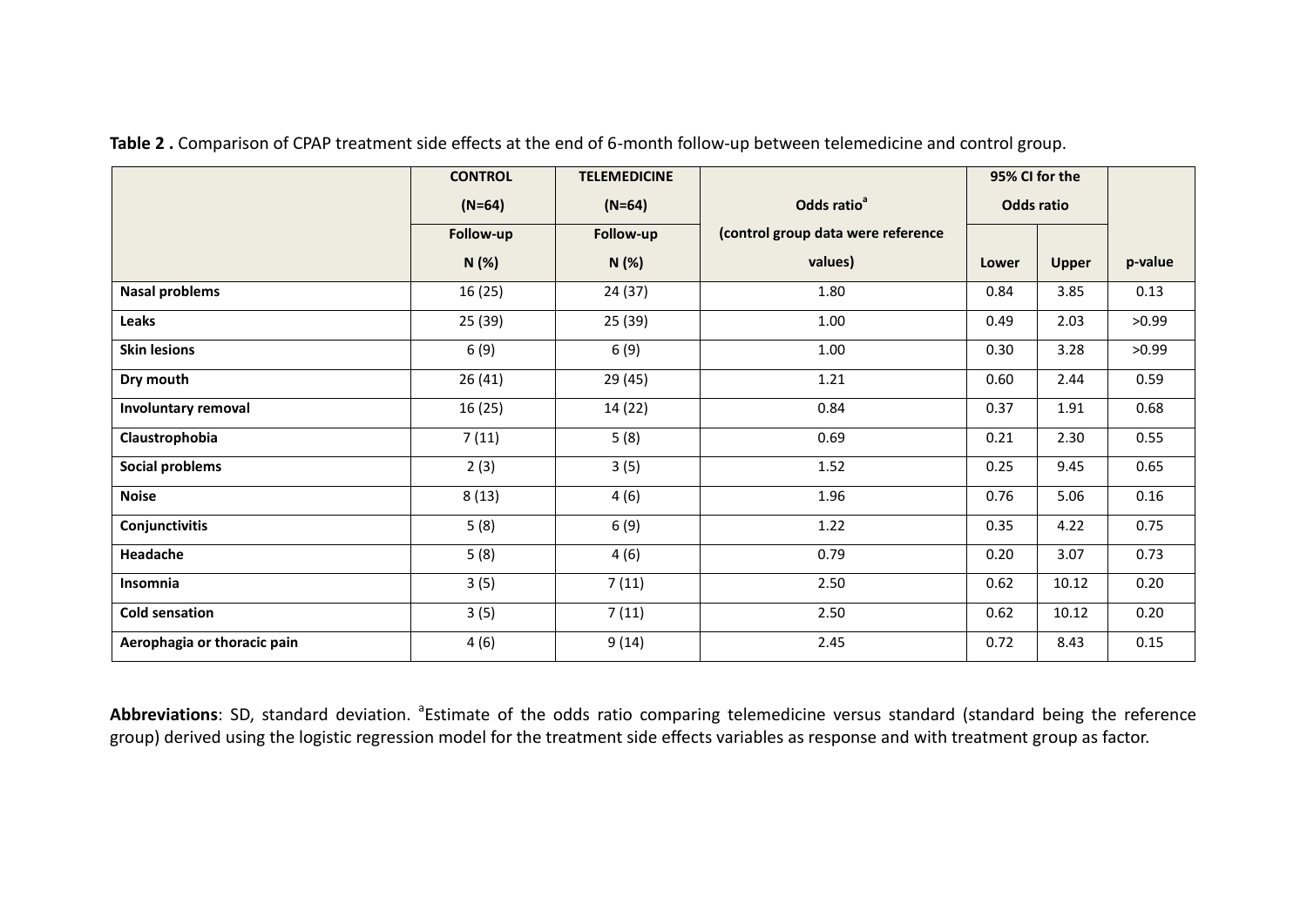**Table 2 .** Comparison of CPAP treatment side effects at the end of 6-month follow-up between telemedicine and control group.

| | CONTROL (N=64) | TELEMEDICINE (N=64) | Odds ratio[a] (control group data were reference values) | 95% CI for the Odds ratio | | p-value |
|---|---|---|---|---|---|---|
| | Follow-up N (%) | Follow-up N (%) | | Lower | Upper | |
| **Nasal problems** | 16 (25) | 24 (37) | 1.80 | 0.84 | 3.85 | 0.13 |
| **Leaks** | 25 (39) | 25 (39) | 1.00 | 0.49 | 2.03 | >0.99 |
| **Skin lesions** | 6 (9) | 6 (9) | 1.00 | 0.30 | 3.28 | >0.99 |
| **Dry mouth** | 26 (41) | 29 (45) | 1.21 | 0.60 | 2.44 | 0.59 |
| **Involuntary removal** | 16 (25) | 14 (22) | 0.84 | 0.37 | 1.91 | 0.68 |
| **Claustrophobia** | 7 (11) | 5 (8) | 0.69 | 0.21 | 2.30 | 0.55 |
| **Social problems** | 2 (3) | 3 (5) | 1.52 | 0.25 | 9.45 | 0.65 |
| **Noise** | 8 (13) | 4 (6) | 1.96 | 0.76 | 5.06 | 0.16 |
| **Conjunctivitis** | 5 (8) | 6 (9) | 1.22 | 0.35 | 4.22 | 0.75 |
| **Headache** | 5 (8) | 4 (6) | 0.79 | 0.20 | 3.07 | 0.73 |
| **Insomnia** | 3 (5) | 7 (11) | 2.50 | 0.62 | 10.12 | 0.20 |
| **Cold sensation** | 3 (5) | 7 (11) | 2.50 | 0.62 | 10.12 | 0.20 |
| **Aerophagia or thoracic pain** | 4 (6) | 9 (14) | 2.45 | 0.72 | 8.43 | 0.15 |

**Abbreviations**: SD, standard deviation. [a]Estimate of the odds ratio comparing telemedicine versus standard (standard being the reference group) derived using the logistic regression model for the treatment side effects variables as response and with treatment group as factor.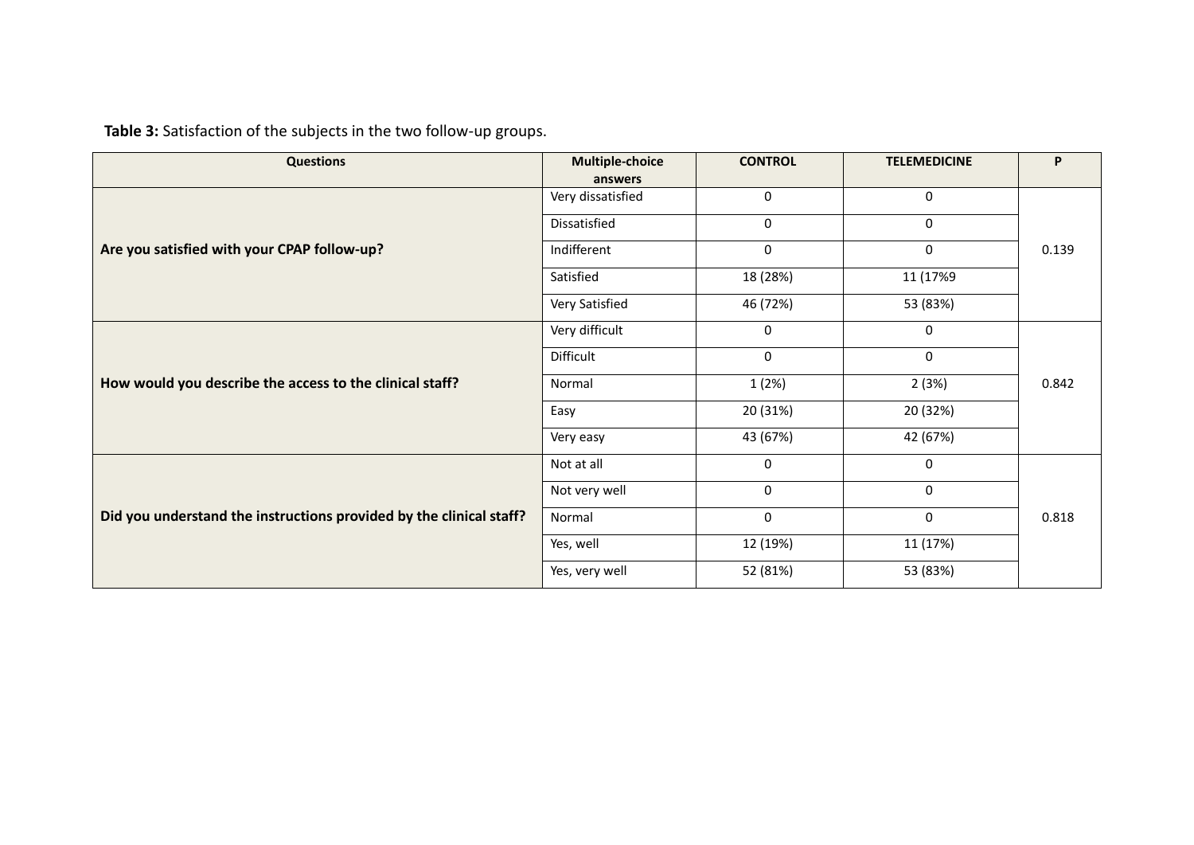**Table 3:** Satisfaction of the subjects in the two follow-up groups.

| Questions | Multiple-choice answers | CONTROL | TELEMEDICINE | P |
|---|---|---|---|---|
| Are you satisfied with your CPAP follow-up? | Very dissatisfied | 0 | 0 | 0.139 |
| | Dissatisfied | 0 | 0 | |
| | Indifferent | 0 | 0 | |
| | Satisfied | 18 (28%) | 11 (17%9 | |
| | Very Satisfied | 46 (72%) | 53 (83%) | |
| How would you describe the access to the clinical staff? | Very difficult | 0 | 0 | 0.842 |
| | Difficult | 0 | 0 | |
| | Normal | 1 (2%) | 2 (3%) | |
| | Easy | 20 (31%) | 20 (32%) | |
| | Very easy | 43 (67%) | 42 (67%) | |
| Did you understand the instructions provided by the clinical staff? | Not at all | 0 | 0 | 0.818 |
| | Not very well | 0 | 0 | |
| | Normal | 0 | 0 | |
| | Yes, well | 12 (19%) | 11 (17%) | |
| | Yes, very well | 52 (81%) | 53 (83%) | |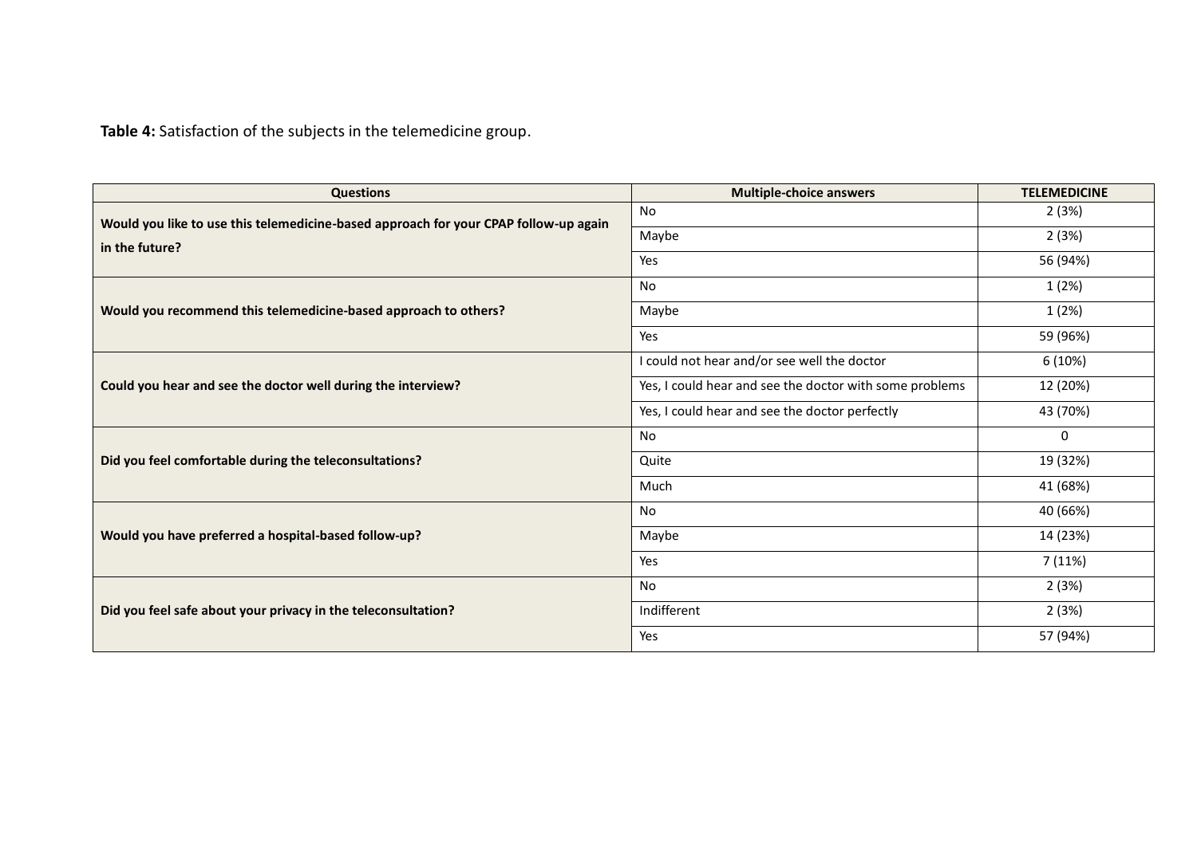**Table 4:** Satisfaction of the subjects in the telemedicine group.

| Questions | Multiple-choice answers | TELEMEDICINE |
|---|---|---|
| **Would you like to use this telemedicine-based approach for your CPAP follow-up again in the future?** | No | 2 (3%) |
| | Maybe | 2 (3%) |
| | Yes | 56 (94%) |
| **Would you recommend this telemedicine-based approach to others?** | No | 1 (2%) |
| | Maybe | 1 (2%) |
| | Yes | 59 (96%) |
| **Could you hear and see the doctor well during the interview?** | I could not hear and/or see well the doctor | 6 (10%) |
| | Yes, I could hear and see the doctor with some problems | 12 (20%) |
| | Yes, I could hear and see the doctor perfectly | 43 (70%) |
| **Did you feel comfortable during the teleconsultations?** | No | 0 |
| | Quite | 19 (32%) |
| | Much | 41 (68%) |
| **Would you have preferred a hospital-based follow-up?** | No | 40 (66%) |
| | Maybe | 14 (23%) |
| | Yes | 7 (11%) |
| **Did you feel safe about your privacy in the teleconsultation?** | No | 2 (3%) |
| | Indifferent | 2 (3%) |
| | Yes | 57 (94%) |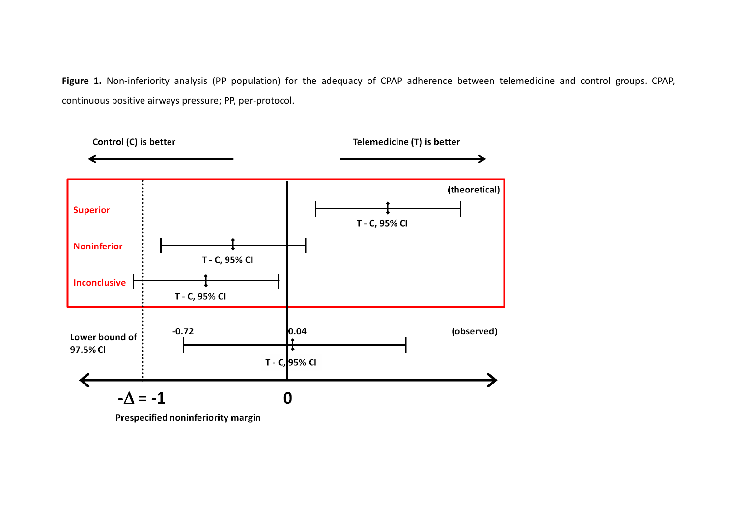**Figure 1.** Non-inferiority analysis (PP population) for the adequacy of CPAP adherence between telemedicine and control groups. CPAP, continuous positive airways pressure; PP, per-protocol.

Control (C) is better

Telemedicine (T) is better

(theoretical)

Superior

T - C, 95% CI

Noninferior

T - C, 95% CI

Inconclusive

T - C, 95% CI

Lower bound of 97.5% CI

-0.72

0.04

(observed)

T - C, 95% CI

$-\Delta = -1$

0

Prespecified noninferiority margin